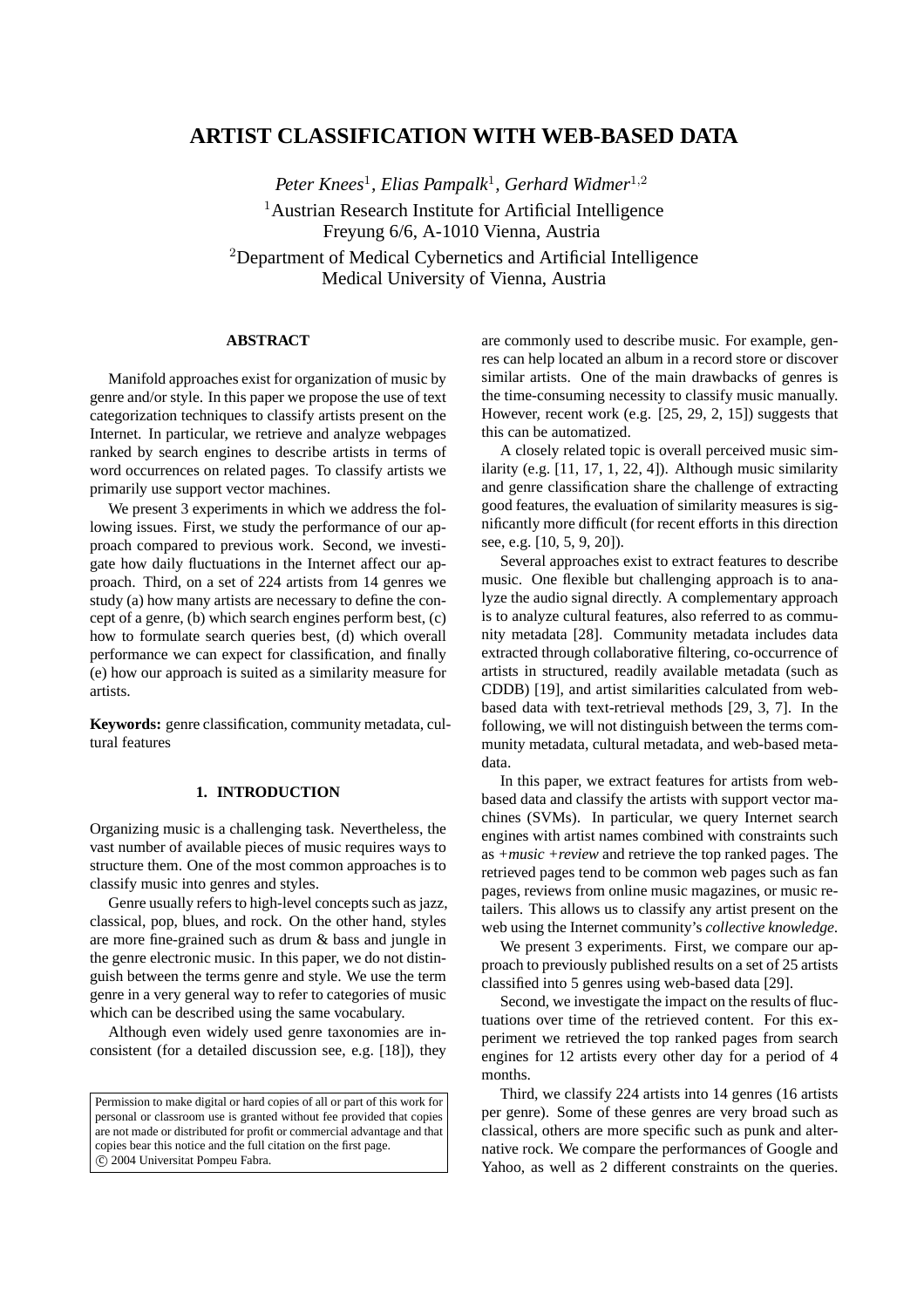# ARTIST CLASSIFICATION WITH WEB-BASED DATA

*Peter Knees*[1], *Elias Pampalk*[1], *Gerhard Widmer*[1,2]

[1]Austrian Research Institute for Artificial Intelligence
Freyung 6/6, A-1010 Vienna, Austria

[2]Department of Medical Cybernetics and Artificial Intelligence
Medical University of Vienna, Austria

## ABSTRACT

Manifold approaches exist for organization of music by genre and/or style. In this paper we propose the use of text categorization techniques to classify artists present on the Internet. In particular, we retrieve and analyze webpages ranked by search engines to describe artists in terms of word occurrences on related pages. To classify artists we primarily use support vector machines.

We present 3 experiments in which we address the following issues. First, we study the performance of our approach compared to previous work. Second, we investigate how daily fluctuations in the Internet affect our approach. Third, on a set of 224 artists from 14 genres we study (a) how many artists are necessary to define the concept of a genre, (b) which search engines perform best, (c) how to formulate search queries best, (d) which overall performance we can expect for classification, and finally (e) how our approach is suited as a similarity measure for artists.

**Keywords:** genre classification, community metadata, cultural features

## 1. INTRODUCTION

Organizing music is a challenging task. Nevertheless, the vast number of available pieces of music requires ways to structure them. One of the most common approaches is to classify music into genres and styles.

Genre usually refers to high-level concepts such as jazz, classical, pop, blues, and rock. On the other hand, styles are more fine-grained such as drum & bass and jungle in the genre electronic music. In this paper, we do not distinguish between the terms genre and style. We use the term genre in a very general way to refer to categories of music which can be described using the same vocabulary.

Although even widely used genre taxonomies are inconsistent (for a detailed discussion see, e.g. [18]), they are commonly used to describe music. For example, genres can help located an album in a record store or discover similar artists. One of the main drawbacks of genres is the time-consuming necessity to classify music manually. However, recent work (e.g. [25, 29, 2, 15]) suggests that this can be automatized.

A closely related topic is overall perceived music similarity (e.g. [11, 17, 1, 22, 4]). Although music similarity and genre classification share the challenge of extracting good features, the evaluation of similarity measures is significantly more difficult (for recent efforts in this direction see, e.g. [10, 5, 9, 20]).

Several approaches exist to extract features to describe music. One flexible but challenging approach is to analyze the audio signal directly. A complementary approach is to analyze cultural features, also referred to as community metadata [28]. Community metadata includes data extracted through collaborative filtering, co-occurrence of artists in structured, readily available metadata (such as CDDB) [19], and artist similarities calculated from web-based data with text-retrieval methods [29, 3, 7]. In the following, we will not distinguish between the terms community metadata, cultural metadata, and web-based metadata.

In this paper, we extract features for artists from web-based data and classify the artists with support vector machines (SVMs). In particular, we query Internet search engines with artist names combined with constraints such as *+music +review* and retrieve the top ranked pages. The retrieved pages tend to be common web pages such as fan pages, reviews from online music magazines, or music retailers. This allows us to classify any artist present on the web using the Internet community's *collective knowledge*.

We present 3 experiments. First, we compare our approach to previously published results on a set of 25 artists classified into 5 genres using web-based data [29].

Second, we investigate the impact on the results of fluctuations over time of the retrieved content. For this experiment we retrieved the top ranked pages from search engines for 12 artists every other day for a period of 4 months.

Third, we classify 224 artists into 14 genres (16 artists per genre). Some of these genres are very broad such as classical, others are more specific such as punk and alternative rock. We compare the performances of Google and Yahoo, as well as 2 different constraints on the queries.

Permission to make digital or hard copies of all or part of this work for personal or classroom use is granted without fee provided that copies are not made or distributed for profit or commercial advantage and that copies bear this notice and the full citation on the first page.
© 2004 Universitat Pompeu Fabra.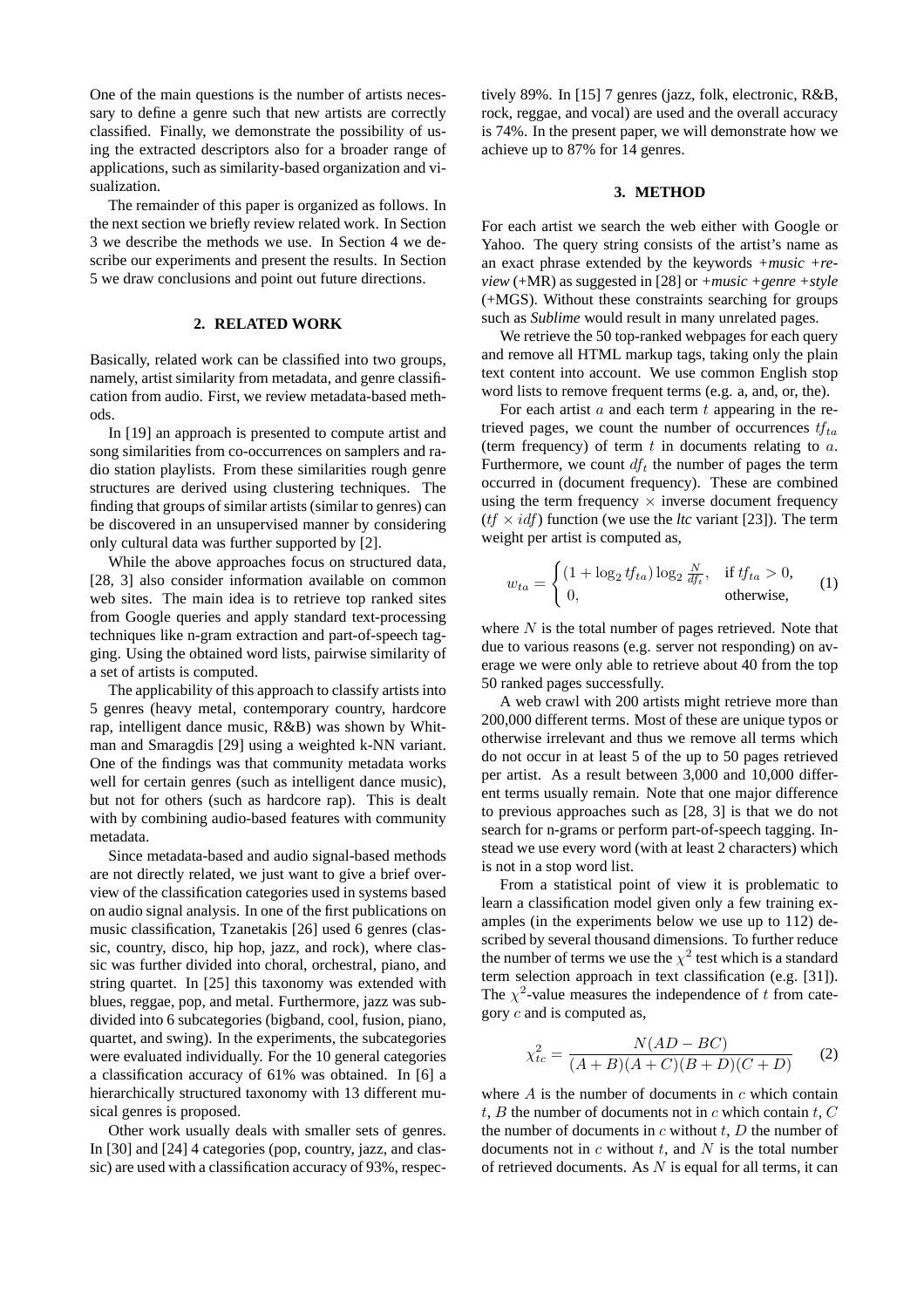One of the main questions is the number of artists necessary to define a genre such that new artists are correctly classified. Finally, we demonstrate the possibility of using the extracted descriptors also for a broader range of applications, such as similarity-based organization and visualization.

The remainder of this paper is organized as follows. In the next section we briefly review related work. In Section 3 we describe the methods we use. In Section 4 we describe our experiments and present the results. In Section 5 we draw conclusions and point out future directions.

## 2. RELATED WORK

Basically, related work can be classified into two groups, namely, artist similarity from metadata, and genre classification from audio. First, we review metadata-based methods.

In [19] an approach is presented to compute artist and song similarities from co-occurrences on samplers and radio station playlists. From these similarities rough genre structures are derived using clustering techniques. The finding that groups of similar artists (similar to genres) can be discovered in an unsupervised manner by considering only cultural data was further supported by [2].

While the above approaches focus on structured data, [28, 3] also consider information available on common web sites. The main idea is to retrieve top ranked sites from Google queries and apply standard text-processing techniques like n-gram extraction and part-of-speech tagging. Using the obtained word lists, pairwise similarity of a set of artists is computed.

The applicability of this approach to classify artists into 5 genres (heavy metal, contemporary country, hardcore rap, intelligent dance music, R&B) was shown by Whitman and Smaragdis [29] using a weighted k-NN variant. One of the findings was that community metadata works well for certain genres (such as intelligent dance music), but not for others (such as hardcore rap). This is dealt with by combining audio-based features with community metadata.

Since metadata-based and audio signal-based methods are not directly related, we just want to give a brief overview of the classification categories used in systems based on audio signal analysis. In one of the first publications on music classification, Tzanetakis [26] used 6 genres (classic, country, disco, hip hop, jazz, and rock), where classic was further divided into choral, orchestral, piano, and string quartet. In [25] this taxonomy was extended with blues, reggae, pop, and metal. Furthermore, jazz was subdivided into 6 subcategories (bigband, cool, fusion, piano, quartet, and swing). In the experiments, the subcategories were evaluated individually. For the 10 general categories a classification accuracy of 61% was obtained. In [6] a hierarchically structured taxonomy with 13 different musical genres is proposed.

Other work usually deals with smaller sets of genres. In [30] and [24] 4 categories (pop, country, jazz, and classic) are used with a classification accuracy of 93%, respectively 89%. In [15] 7 genres (jazz, folk, electronic, R&B, rock, reggae, and vocal) are used and the overall accuracy is 74%. In the present paper, we will demonstrate how we achieve up to 87% for 14 genres.

## 3. METHOD

For each artist we search the web either with Google or Yahoo. The query string consists of the artist's name as an exact phrase extended by the keywords *+music +review* (+MR) as suggested in [28] or *+music +genre +style* (+MGS). Without these constraints searching for groups such as *Sublime* would result in many unrelated pages.

We retrieve the 50 top-ranked webpages for each query and remove all HTML markup tags, taking only the plain text content into account. We use common English stop word lists to remove frequent terms (e.g. a, and, or, the).

For each artist $a$ and each term $t$ appearing in the retrieved pages, we count the number of occurrences $tf_{ta}$ (term frequency) of term $t$ in documents relating to $a$. Furthermore, we count $df_t$ the number of pages the term occurred in (document frequency). These are combined using the term frequency $\times$ inverse document frequency ($tf \times idf$) function (we use the *ltc* variant [23]). The term weight per artist is computed as,

$$w_{ta} = \begin{cases} (1 + \log_2 tf_{ta}) \log_2 \frac{N}{df_t}, & \text{if } tf_{ta} > 0, \\ 0, & \text{otherwise,} \end{cases} \quad (1)$$

where $N$ is the total number of pages retrieved. Note that due to various reasons (e.g. server not responding) on average we were only able to retrieve about 40 from the top 50 ranked pages successfully.

A web crawl with 200 artists might retrieve more than 200,000 different terms. Most of these are unique typos or otherwise irrelevant and thus we remove all terms which do not occur in at least 5 of the up to 50 pages retrieved per artist. As a result between 3,000 and 10,000 different terms usually remain. Note that one major difference to previous approaches such as [28, 3] is that we do not search for n-grams or perform part-of-speech tagging. Instead we use every word (with at least 2 characters) which is not in a stop word list.

From a statistical point of view it is problematic to learn a classification model given only a few training examples (in the experiments below we use up to 112) described by several thousand dimensions. To further reduce the number of terms we use the $\chi^2$ test which is a standard term selection approach in text classification (e.g. [31]). The $\chi^2$-value measures the independence of $t$ from category $c$ and is computed as,

$$\chi^2_{tc} = \frac{N(AD - BC)}{(A+B)(A+C)(B+D)(C+D)} \quad (2)$$

where $A$ is the number of documents in $c$ which contain $t$, $B$ the number of documents not in $c$ which contain $t$, $C$ the number of documents in $c$ without $t$, $D$ the number of documents not in $c$ without $t$, and $N$ is the total number of retrieved documents. As $N$ is equal for all terms, it can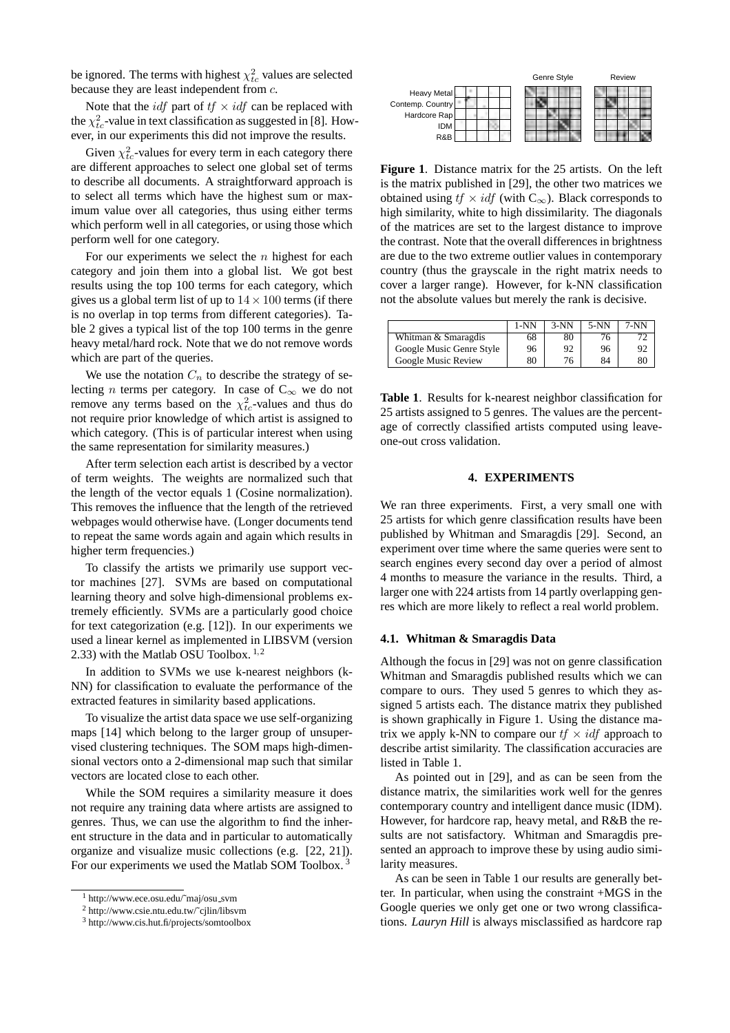be ignored. The terms with highest $\chi^2_{tc}$ values are selected because they are least independent from $c$.

Note that the $idf$ part of $tf \times idf$ can be replaced with the $\chi^2_{tc}$-value in text classification as suggested in [8]. However, in our experiments this did not improve the results.

Given $\chi^2_{tc}$-values for every term in each category there are different approaches to select one global set of terms to describe all documents. A straightforward approach is to select all terms which have the highest sum or maximum value over all categories, thus using either terms which perform well in all categories, or using those which perform well for one category.

For our experiments we select the $n$ highest for each category and join them into a global list. We got best results using the top 100 terms for each category, which gives us a global term list of up to $14 \times 100$ terms (if there is no overlap in top terms from different categories). Table 2 gives a typical list of the top 100 terms in the genre heavy metal/hard rock. Note that we do not remove words which are part of the queries.

We use the notation $C_n$ to describe the strategy of selecting $n$ terms per category. In case of $C_\infty$ we do not remove any terms based on the $\chi^2_{tc}$-values and thus do not require prior knowledge of which artist is assigned to which category. (This is of particular interest when using the same representation for similarity measures.)

After term selection each artist is described by a vector of term weights. The weights are normalized such that the length of the vector equals 1 (Cosine normalization). This removes the influence that the length of the retrieved webpages would otherwise have. (Longer documents tend to repeat the same words again and again which results in higher term frequencies.)

To classify the artists we primarily use support vector machines [27]. SVMs are based on computational learning theory and solve high-dimensional problems extremely efficiently. SVMs are a particularly good choice for text categorization (e.g. [12]). In our experiments we used a linear kernel as implemented in LIBSVM (version 2.33) with the Matlab OSU Toolbox. [1,2]

In addition to SVMs we use k-nearest neighbors (k-NN) for classification to evaluate the performance of the extracted features in similarity based applications.

To visualize the artist data space we use self-organizing maps [14] which belong to the larger group of unsupervised clustering techniques. The SOM maps high-dimensional vectors onto a 2-dimensional map such that similar vectors are located close to each other.

While the SOM requires a similarity measure it does not require any training data where artists are assigned to genres. Thus, we can use the algorithm to find the inherent structure in the data and in particular to automatically organize and visualize music collections (e.g. [22, 21]). For our experiments we used the Matlab SOM Toolbox. [3]

[1] http://www.ece.osu.edu/~maj/osu_svm

[2] http://www.csie.ntu.edu.tw/~cjlin/libsvm

[3] http://www.cis.hut.fi/projects/somtoolbox

**Figure 1**. Distance matrix for the 25 artists. On the left is the matrix published in [29], the other two matrices we obtained using $tf \times idf$ (with $C_\infty$). Black corresponds to high similarity, white to high dissimilarity. The diagonals of the matrices are set to the largest distance to improve the contrast. Note that the overall differences in brightness are due to the two extreme outlier values in contemporary country (thus the grayscale in the right matrix needs to cover a larger range). However, for k-NN classification not the absolute values but merely the rank is decisive.

| | 1-NN | 3-NN | 5-NN | 7-NN |
|---|---|---|---|---|
| Whitman & Smaragdis | 68 | 80 | 76 | 72 |
| Google Music Genre Style | 96 | 92 | 96 | 92 |
| Google Music Review | 80 | 76 | 84 | 80 |

**Table 1**. Results for k-nearest neighbor classification for 25 artists assigned to 5 genres. The values are the percentage of correctly classified artists computed using leave-one-out cross validation.

## 4. EXPERIMENTS

We ran three experiments. First, a very small one with 25 artists for which genre classification results have been published by Whitman and Smaragdis [29]. Second, an experiment over time where the same queries were sent to search engines every second day over a period of almost 4 months to measure the variance in the results. Third, a larger one with 224 artists from 14 partly overlapping genres which are more likely to reflect a real world problem.

### 4.1. Whitman & Smaragdis Data

Although the focus in [29] was not on genre classification Whitman and Smaragdis published results which we can compare to ours. They used 5 genres to which they assigned 5 artists each. The distance matrix they published is shown graphically in Figure 1. Using the distance matrix we apply k-NN to compare our $tf \times idf$ approach to describe artist similarity. The classification accuracies are listed in Table 1.

As pointed out in [29], and as can be seen from the distance matrix, the similarities work well for the genres contemporary country and intelligent dance music (IDM). However, for hardcore rap, heavy metal, and R&B the results are not satisfactory. Whitman and Smaragdis presented an approach to improve these by using audio similarity measures.

As can be seen in Table 1 our results are generally better. In particular, when using the constraint +MGS in the Google queries we only get one or two wrong classifications. *Lauryn Hill* is always misclassified as hardcore rap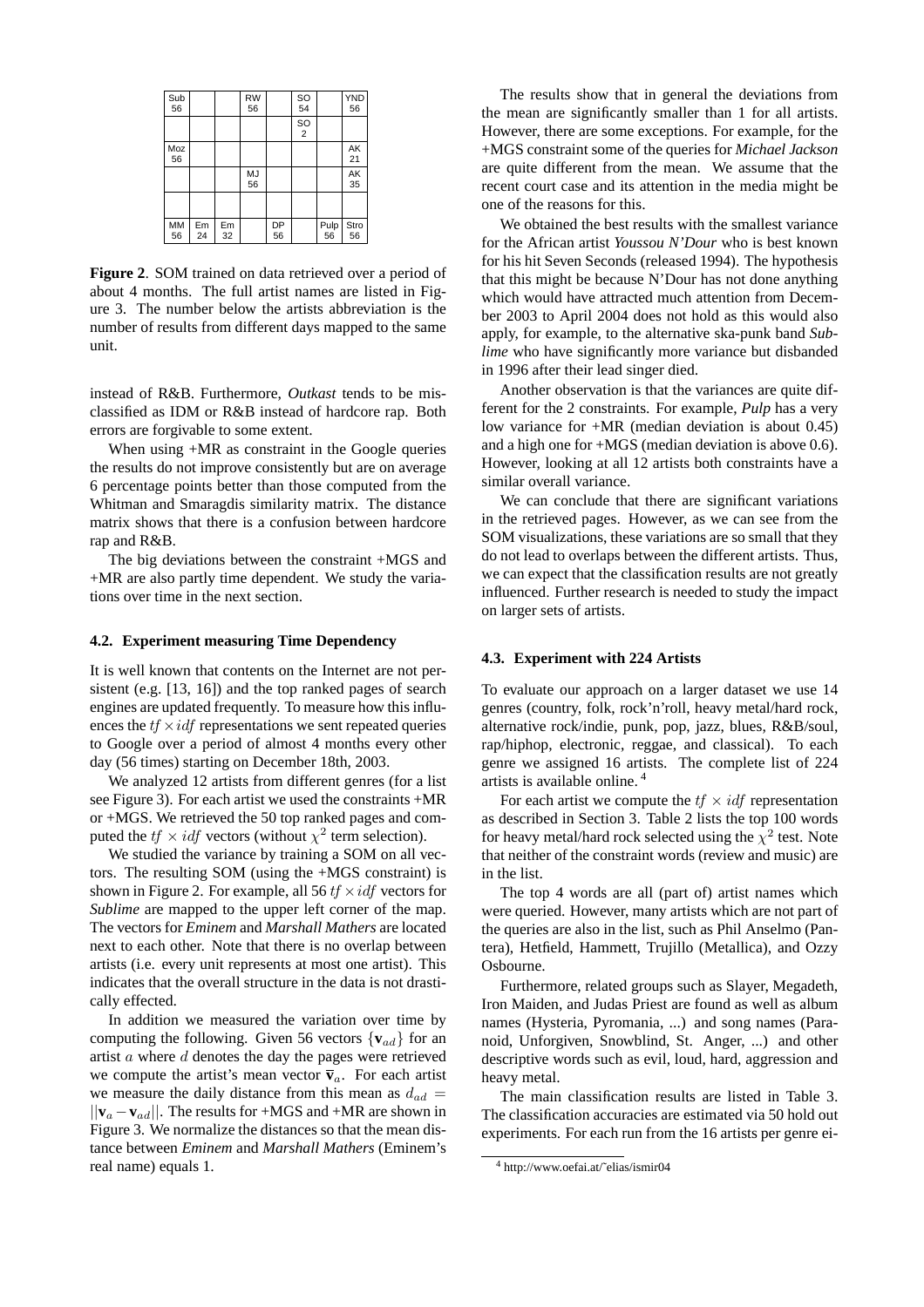| Sub 56 | | | RW 56 | | SO 54 | | YND 56 |
|---|---|---|---|---|---|---|---|
| | | | | | SO 2 | | |
| Moz 56 | | | | | | | AK 21 |
| | | | MJ 56 | | | | AK 35 |
| | | | | | | | |
| MM 56 | Em 24 | Em 32 | | DP 56 | | Pulp 56 | Stro 56 |

**Figure 2**. SOM trained on data retrieved over a period of about 4 months. The full artist names are listed in Figure 3. The number below the artists abbreviation is the number of results from different days mapped to the same unit.

instead of R&B. Furthermore, *Outkast* tends to be misclassified as IDM or R&B instead of hardcore rap. Both errors are forgivable to some extent.

When using +MR as constraint in the Google queries the results do not improve consistently but are on average 6 percentage points better than those computed from the Whitman and Smaragdis similarity matrix. The distance matrix shows that there is a confusion between hardcore rap and R&B.

The big deviations between the constraint +MGS and +MR are also partly time dependent. We study the variations over time in the next section.

### 4.2. Experiment measuring Time Dependency

It is well known that contents on the Internet are not persistent (e.g. [13, 16]) and the top ranked pages of search engines are updated frequently. To measure how this influences the $tf \times idf$ representations we sent repeated queries to Google over a period of almost 4 months every other day (56 times) starting on December 18th, 2003.

We analyzed 12 artists from different genres (for a list see Figure 3). For each artist we used the constraints +MR or +MGS. We retrieved the 50 top ranked pages and computed the $tf \times idf$ vectors (without $\chi^2$ term selection).

We studied the variance by training a SOM on all vectors. The resulting SOM (using the +MGS constraint) is shown in Figure 2. For example, all 56 $tf \times idf$ vectors for *Sublime* are mapped to the upper left corner of the map. The vectors for *Eminem* and *Marshall Mathers* are located next to each other. Note that there is no overlap between artists (i.e. every unit represents at most one artist). This indicates that the overall structure in the data is not drastically effected.

In addition we measured the variation over time by computing the following. Given 56 vectors $\{\mathbf{v}_{ad}\}$ for an artist $a$ where $d$ denotes the day the pages were retrieved we compute the artist's mean vector $\bar{\mathbf{v}}_a$. For each artist we measure the daily distance from this mean as $d_{ad} = ||\mathbf{v}_a - \mathbf{v}_{ad}||$. The results for +MGS and +MR are shown in Figure 3. We normalize the distances so that the mean distance between *Eminem* and *Marshall Mathers* (Eminem's real name) equals 1.

The results show that in general the deviations from the mean are significantly smaller than 1 for all artists. However, there are some exceptions. For example, for the +MGS constraint some of the queries for *Michael Jackson* are quite different from the mean. We assume that the recent court case and its attention in the media might be one of the reasons for this.

We obtained the best results with the smallest variance for the African artist *Youssou N'Dour* who is best known for his hit Seven Seconds (released 1994). The hypothesis that this might be because N'Dour has not done anything which would have attracted much attention from December 2003 to April 2004 does not hold as this would also apply, for example, to the alternative ska-punk band *Sublime* who have significantly more variance but disbanded in 1996 after their lead singer died.

Another observation is that the variances are quite different for the 2 constraints. For example, *Pulp* has a very low variance for +MR (median deviation is about 0.45) and a high one for +MGS (median deviation is above 0.6). However, looking at all 12 artists both constraints have a similar overall variance.

We can conclude that there are significant variations in the retrieved pages. However, as we can see from the SOM visualizations, these variations are so small that they do not lead to overlaps between the different artists. Thus, we can expect that the classification results are not greatly influenced. Further research is needed to study the impact on larger sets of artists.

### 4.3. Experiment with 224 Artists

To evaluate our approach on a larger dataset we use 14 genres (country, folk, rock'n'roll, heavy metal/hard rock, alternative rock/indie, punk, pop, jazz, blues, R&B/soul, rap/hiphop, electronic, reggae, and classical). To each genre we assigned 16 artists. The complete list of 224 artists is available online. [4]

For each artist we compute the $tf \times idf$ representation as described in Section 3. Table 2 lists the top 100 words for heavy metal/hard rock selected using the $\chi^2$ test. Note that neither of the constraint words (review and music) are in the list.

The top 4 words are all (part of) artist names which were queried. However, many artists which are not part of the queries are also in the list, such as Phil Anselmo (Pantera), Hetfield, Hammett, Trujillo (Metallica), and Ozzy Osbourne.

Furthermore, related groups such as Slayer, Megadeth, Iron Maiden, and Judas Priest are found as well as album names (Hysteria, Pyromania, ...) and song names (Paranoid, Unforgiven, Snowblind, St. Anger, ...) and other descriptive words such as evil, loud, hard, aggression and heavy metal.

The main classification results are listed in Table 3. The classification accuracies are estimated via 50 hold out experiments. For each run from the 16 artists per genre ei-

[4] http://www.oefai.at/˜elias/ismir04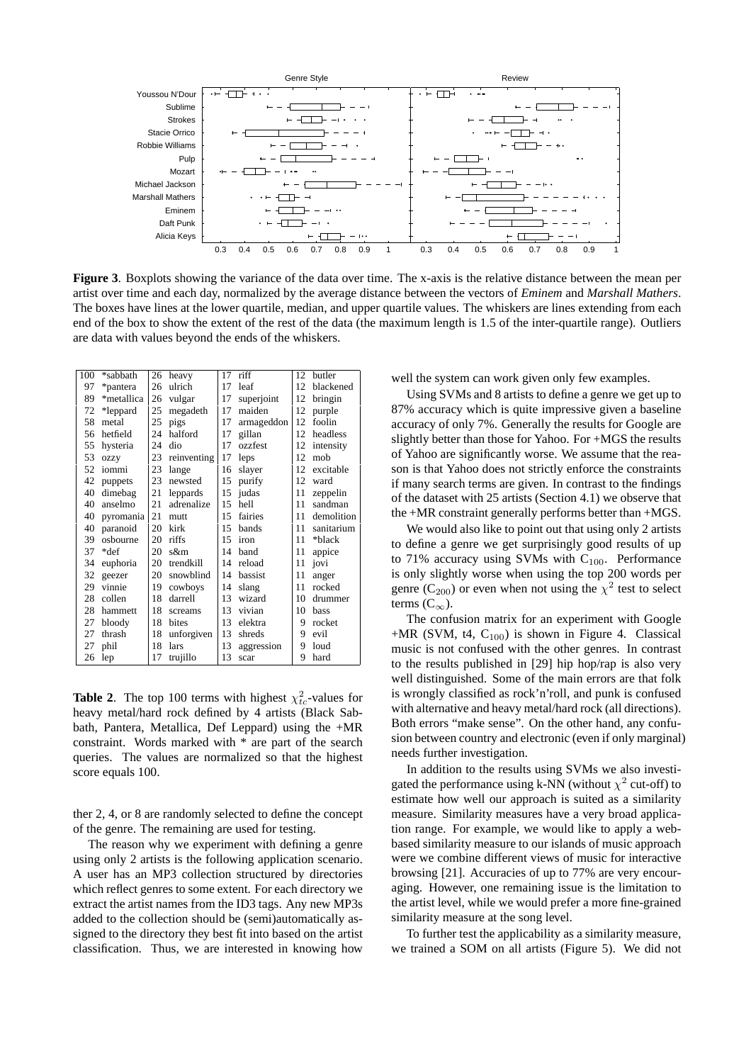**Figure 3**. Boxplots showing the variance of the data over time. The x-axis is the relative distance between the mean per artist over time and each day, normalized by the average distance between the vectors of *Eminem* and *Marshall Mathers*. The boxes have lines at the lower quartile, median, and upper quartile values. The whiskers are lines extending from each end of the box to show the extent of the rest of the data (the maximum length is 1.5 of the inter-quartile range). Outliers are data with values beyond the ends of the whiskers.

| | | | | | | | |
|---|---|---|---|---|---|---|---|
| 100 | *sabbath | 26 | heavy | 17 | riff | 12 | butler |
| 97 | *pantera | 26 | ulrich | 17 | leaf | 12 | blackened |
| 89 | *metallica | 26 | vulgar | 17 | superjoint | 12 | bringin |
| 72 | *leppard | 25 | megadeth | 17 | maiden | 12 | purple |
| 58 | metal | 25 | pigs | 17 | armageddon | 12 | foolin |
| 56 | hetfield | 24 | halford | 17 | gillan | 12 | headless |
| 55 | hysteria | 24 | dio | 17 | ozzfest | 12 | intensity |
| 53 | ozzy | 23 | reinventing | 17 | leps | 12 | mob |
| 52 | iommi | 23 | lange | 16 | slayer | 12 | excitable |
| 42 | puppets | 23 | newsted | 15 | purify | 12 | ward |
| 40 | dimebag | 21 | leppards | 15 | judas | 11 | zeppelin |
| 40 | anselmo | 21 | adrenalize | 15 | hell | 11 | sandman |
| 40 | pyromania | 21 | mutt | 15 | fairies | 11 | demolition |
| 40 | paranoid | 20 | kirk | 15 | bands | 11 | sanitarium |
| 39 | osbourne | 20 | riffs | 15 | iron | 11 | *black |
| 37 | *def | 20 | s&m | 14 | band | 11 | appice |
| 34 | euphoria | 20 | trendkill | 14 | reload | 11 | jovi |
| 32 | geezer | 20 | snowblind | 14 | bassist | 11 | anger |
| 29 | vinnie | 19 | cowboys | 14 | slang | 11 | rocked |
| 28 | collen | 18 | darrell | 13 | wizard | 10 | drummer |
| 28 | hammett | 18 | screams | 13 | vivian | 10 | bass |
| 27 | bloody | 18 | bites | 13 | elektra | 9 | rocket |
| 27 | thrash | 18 | unforgiven | 13 | shreds | 9 | evil |
| 27 | phil | 18 | lars | 13 | aggression | 9 | loud |
| 26 | lep | 17 | trujillo | 13 | scar | 9 | hard |

**Table 2**. The top 100 terms with highest $\chi^2_{tc}$-values for heavy metal/hard rock defined by 4 artists (Black Sabbath, Pantera, Metallica, Def Leppard) using the +MR constraint. Words marked with * are part of the search queries. The values are normalized so that the highest score equals 100.

ther 2, 4, or 8 are randomly selected to define the concept of the genre. The remaining are used for testing.

The reason why we experiment with defining a genre using only 2 artists is the following application scenario. A user has an MP3 collection structured by directories which reflect genres to some extent. For each directory we extract the artist names from the ID3 tags. Any new MP3s added to the collection should be (semi)automatically assigned to the directory they best fit into based on the artist classification. Thus, we are interested in knowing how well the system can work given only few examples.

Using SVMs and 8 artists to define a genre we get up to 87% accuracy which is quite impressive given a baseline accuracy of only 7%. Generally the results for Google are slightly better than those for Yahoo. For +MGS the results of Yahoo are significantly worse. We assume that the reason is that Yahoo does not strictly enforce the constraints if many search terms are given. In contrast to the findings of the dataset with 25 artists (Section 4.1) we observe that the +MR constraint generally performs better than +MGS.

We would also like to point out that using only 2 artists to define a genre we get surprisingly good results of up to 71% accuracy using SVMs with $C_{100}$. Performance is only slightly worse when using the top 200 words per genre ($C_{200}$) or even when not using the $\chi^2$ test to select terms ($C_{\infty}$).

The confusion matrix for an experiment with Google +MR (SVM, t4, $C_{100}$) is shown in Figure 4. Classical music is not confused with the other genres. In contrast to the results published in [29] hip hop/rap is also very well distinguished. Some of the main errors are that folk is wrongly classified as rock'n'roll, and punk is confused with alternative and heavy metal/hard rock (all directions). Both errors "make sense". On the other hand, any confusion between country and electronic (even if only marginal) needs further investigation.

In addition to the results using SVMs we also investigated the performance using k-NN (without $\chi^2$ cut-off) to estimate how well our approach is suited as a similarity measure. Similarity measures have a very broad application range. For example, we would like to apply a web-based similarity measure to our islands of music approach were we combine different views of music for interactive browsing [21]. Accuracies of up to 77% are very encouraging. However, one remaining issue is the limitation to the artist level, while we would prefer a more fine-grained similarity measure at the song level.

To further test the applicability as a similarity measure, we trained a SOM on all artists (Figure 5). We did not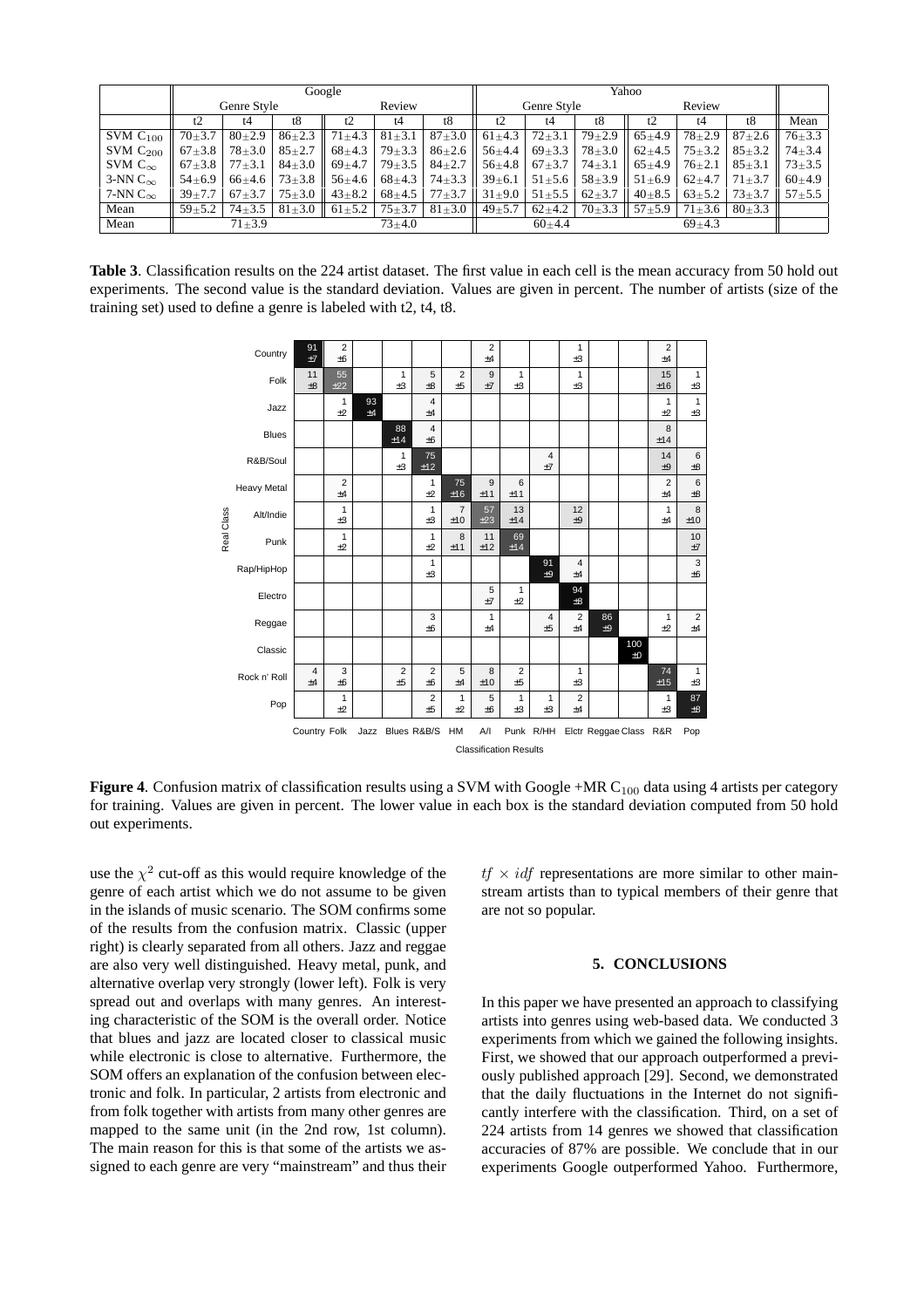| | Google | | | | | | Yahoo | | | | | | |
|---|---|---|---|---|---|---|---|---|---|---|---|---|---|
| | Genre Style | | | Review | | | Genre Style | | | Review | | | |
| | t2 | t4 | t8 | t2 | t4 | t8 | t2 | t4 | t8 | t2 | t4 | t8 | Mean |
| SVM $C_{100}$ | 70±3.7 | 80±2.9 | 86±2.3 | 71±4.3 | 81±3.1 | 87±3.0 | 61±4.3 | 72±3.1 | 79±2.9 | 65±4.9 | 78±2.9 | 87±2.6 | 76±3.3 |
| SVM $C_{200}$ | 67±3.8 | 78±3.0 | 85±2.7 | 68±4.3 | 79±3.3 | 86±2.6 | 56±4.4 | 69±3.3 | 78±3.0 | 62±4.5 | 75±3.2 | 85±3.2 | 74±3.4 |
| SVM $C_\infty$ | 67±3.8 | 77±3.1 | 84±3.0 | 69±4.7 | 79±3.5 | 84±2.7 | 56±4.8 | 67±3.7 | 74±3.1 | 65±4.9 | 76±2.1 | 85±3.1 | 73±3.5 |
| 3-NN $C_\infty$ | 54±6.9 | 66±4.6 | 73±3.8 | 56±4.6 | 68±4.3 | 74±3.3 | 39±6.1 | 51±5.6 | 58±3.9 | 51±6.9 | 62±4.7 | 71±3.7 | 60±4.9 |
| 7-NN $C_\infty$ | 39±7.7 | 67±3.7 | 75±3.0 | 43±8.2 | 68±4.5 | 77±3.7 | 31±9.0 | 51±5.5 | 62±3.7 | 40±8.5 | 63±5.2 | 73±3.7 | 57±5.5 |
| Mean | 59±5.2 | 74±3.5 | 81±3.0 | 61±5.2 | 75±3.7 | 81±3.0 | 49±5.7 | 62±4.2 | 70±3.3 | 57±5.9 | 71±3.6 | 80±3.3 | |
| Mean | 71±3.9 | | | 73±4.0 | | | 60±4.4 | | | 69±4.3 | | | |

**Table 3**. Classification results on the 224 artist dataset. The first value in each cell is the mean accuracy from 50 hold out experiments. The second value is the standard deviation. Values are given in percent. The number of artists (size of the training set) used to define a genre is labeled with t2, t4, t8.

| Real Class \ Classification Results | Country | Folk | Jazz | Blues | R&B/S | HM | A/I | Punk | R/HH | Elctr | Reggae | Class | R&R | Pop |
|---|---|---|---|---|---|---|---|---|---|---|---|---|---|---|
| Country | 91 ±7 | 2 ±6 | | | | | 2 ±4 | | | 1 ±3 | | | 2 ±4 | |
| Folk | 11 ±8 | 55 ±22 | | 1 ±3 | 5 ±8 | 2 ±5 | 9 ±7 | 1 ±3 | | 1 ±3 | | | 15 ±16 | 1 ±3 |
| Jazz | | 1 ±2 | 93 ±4 | | 4 ±4 | | | | | | | | 1 ±2 | 1 ±3 |
| Blues | | | | 88 ±14 | 4 ±6 | | | | | | | | 8 ±14 | |
| R&B/Soul | | | | 1 ±3 | 75 ±12 | | | | 4 ±7 | | | | 14 ±9 | 6 ±8 |
| Heavy Metal | | 2 ±4 | | | 1 ±2 | 75 ±16 | 9 ±11 | 6 ±11 | | | | | 2 ±4 | 6 ±8 |
| Alt/Indie | | 1 ±3 | | | 1 ±3 | 7 ±10 | 57 ±23 | 13 ±14 | | 12 ±9 | | | 1 ±4 | 8 ±10 |
| Punk | | 1 ±2 | | | 1 ±2 | 8 ±11 | 11 ±12 | 69 ±14 | | | | | | 10 ±7 |
| Rap/HipHop | | | | | 1 ±3 | | | | 91 ±9 | 4 ±4 | | | | 3 ±6 |
| Electro | | | | | | | 5 ±7 | 1 ±2 | | 94 ±8 | | | | |
| Reggae | | | | | 3 ±6 | | 1 ±4 | | 4 ±5 | 2 ±4 | 86 ±9 | | 1 ±2 | 2 ±4 |
| Classic | | | | | | | | | | | | 100 ±0 | | |
| Rock n' Roll | 4 ±4 | 3 ±6 | | 2 ±5 | 2 ±6 | 5 ±4 | 8 ±10 | 2 ±5 | | 1 ±3 | | | 74 ±15 | 1 ±3 |
| Pop | | 1 ±2 | | | 2 ±5 | 1 ±2 | 5 ±6 | 1 ±3 | 1 ±3 | 2 ±4 | | | 1 ±3 | 87 ±8 |

**Figure 4**. Confusion matrix of classification results using a SVM with Google +MR $C_{100}$ data using 4 artists per category for training. Values are given in percent. The lower value in each box is the standard deviation computed from 50 hold out experiments.

use the $\chi^2$ cut-off as this would require knowledge of the genre of each artist which we do not assume to be given in the islands of music scenario. The SOM confirms some of the results from the confusion matrix. Classic (upper right) is clearly separated from all others. Jazz and reggae are also very well distinguished. Heavy metal, punk, and alternative overlap very strongly (lower left). Folk is very spread out and overlaps with many genres. An interesting characteristic of the SOM is the overall order. Notice that blues and jazz are located closer to classical music while electronic is close to alternative. Furthermore, the SOM offers an explanation of the confusion between electronic and folk. In particular, 2 artists from electronic and from folk together with artists from many other genres are mapped to the same unit (in the 2nd row, 1st column). The main reason for this is that some of the artists we assigned to each genre are very "mainstream" and thus their $tf \times idf$ representations are more similar to other mainstream artists than to typical members of their genre that are not so popular.

## 5. CONCLUSIONS

In this paper we have presented an approach to classifying artists into genres using web-based data. We conducted 3 experiments from which we gained the following insights. First, we showed that our approach outperformed a previously published approach [29]. Second, we demonstrated that the daily fluctuations in the Internet do not significantly interfere with the classification. Third, on a set of 224 artists from 14 genres we showed that classification accuracies of 87% are possible. We conclude that in our experiments Google outperformed Yahoo. Furthermore,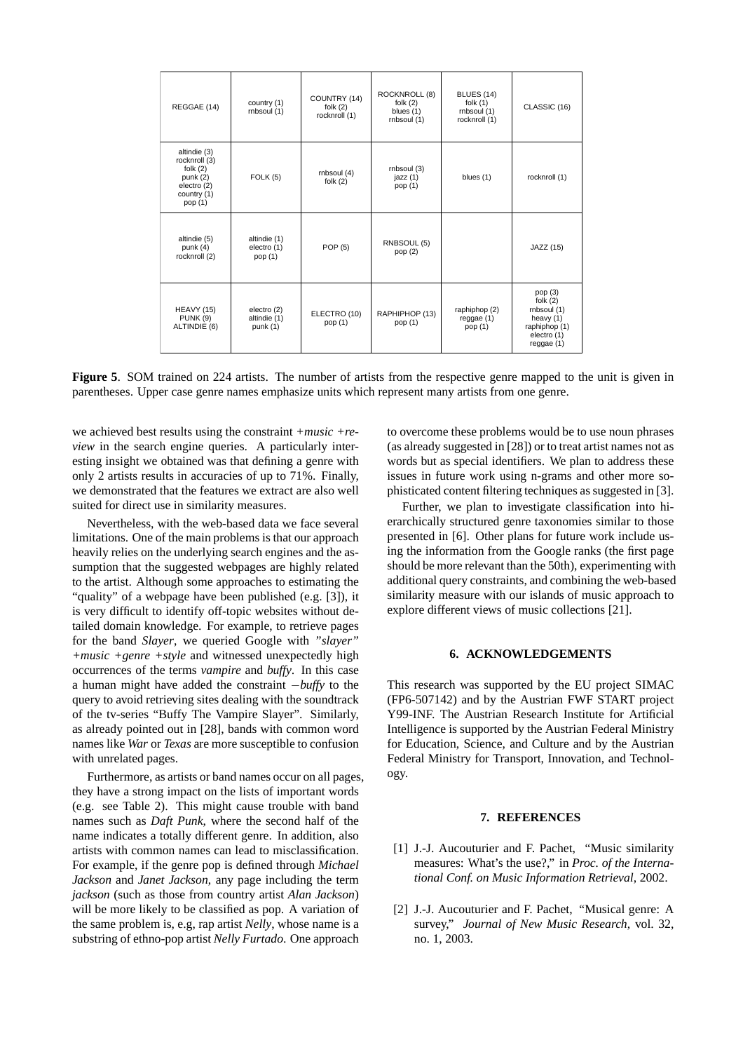| REGGAE (14) | country (1) rnbsoul (1) | COUNTRY (14) folk (2) rocknroll (1) | ROCKNROLL (8) folk (2) blues (1) rnbsoul (1) | BLUES (14) folk (1) rnbsoul (1) rocknroll (1) | CLASSIC (16) |
|---|---|---|---|---|---|
| altindie (3) rocknroll (3) folk (2) punk (2) electro (2) country (1) pop (1) | FOLK (5) | rnbsoul (4) folk (2) | rnbsoul (3) jazz (1) pop (1) | blues (1) | rocknroll (1) |
| altindie (5) punk (4) rocknroll (2) | altindie (1) electro (1) pop (1) | POP (5) | RNBSOUL (5) pop (2) | | JAZZ (15) |
| HEAVY (15) PUNK (9) ALTINDIE (6) | electro (2) altindie (1) punk (1) | ELECTRO (10) pop (1) | RAPHIPHOP (13) pop (1) | raphiphop (2) reggae (1) pop (1) | pop (3) folk (2) rnbsoul (1) heavy (1) raphiphop (1) electro (1) reggae (1) |

**Figure 5**. SOM trained on 224 artists. The number of artists from the respective genre mapped to the unit is given in parentheses. Upper case genre names emphasize units which represent many artists from one genre.

we achieved best results using the constraint *+music +review* in the search engine queries. A particularly interesting insight we obtained was that defining a genre with only 2 artists results in accuracies of up to 71%. Finally, we demonstrated that the features we extract are also well suited for direct use in similarity measures.

Nevertheless, with the web-based data we face several limitations. One of the main problems is that our approach heavily relies on the underlying search engines and the assumption that the suggested webpages are highly related to the artist. Although some approaches to estimating the "quality" of a webpage have been published (e.g. [3]), it is very difficult to identify off-topic websites without detailed domain knowledge. For example, to retrieve pages for the band *Slayer*, we queried Google with *"slayer" +music +genre +style* and witnessed unexpectedly high occurrences of the terms *vampire* and *buffy*. In this case a human might have added the constraint $-$*buffy* to the query to avoid retrieving sites dealing with the soundtrack of the tv-series "Buffy The Vampire Slayer". Similarly, as already pointed out in [28], bands with common word names like *War* or *Texas* are more susceptible to confusion with unrelated pages.

Furthermore, as artists or band names occur on all pages, they have a strong impact on the lists of important words (e.g. see Table 2). This might cause trouble with band names such as *Daft Punk*, where the second half of the name indicates a totally different genre. In addition, also artists with common names can lead to misclassification. For example, if the genre pop is defined through *Michael Jackson* and *Janet Jackson*, any page including the term *jackson* (such as those from country artist *Alan Jackson*) will be more likely to be classified as pop. A variation of the same problem is, e.g, rap artist *Nelly*, whose name is a substring of ethno-pop artist *Nelly Furtado*. One approach to overcome these problems would be to use noun phrases (as already suggested in [28]) or to treat artist names not as words but as special identifiers. We plan to address these issues in future work using n-grams and other more sophisticated content filtering techniques as suggested in [3].

Further, we plan to investigate classification into hierarchically structured genre taxonomies similar to those presented in [6]. Other plans for future work include using the information from the Google ranks (the first page should be more relevant than the 50th), experimenting with additional query constraints, and combining the web-based similarity measure with our islands of music approach to explore different views of music collections [21].

## 6. ACKNOWLEDGEMENTS

This research was supported by the EU project SIMAC (FP6-507142) and by the Austrian FWF START project Y99-INF. The Austrian Research Institute for Artificial Intelligence is supported by the Austrian Federal Ministry for Education, Science, and Culture and by the Austrian Federal Ministry for Transport, Innovation, and Technology.

## 7. REFERENCES

[1] J.-J. Aucouturier and F. Pachet, "Music similarity measures: What's the use?," in *Proc. of the International Conf. on Music Information Retrieval*, 2002.

[2] J.-J. Aucouturier and F. Pachet, "Musical genre: A survey," *Journal of New Music Research*, vol. 32, no. 1, 2003.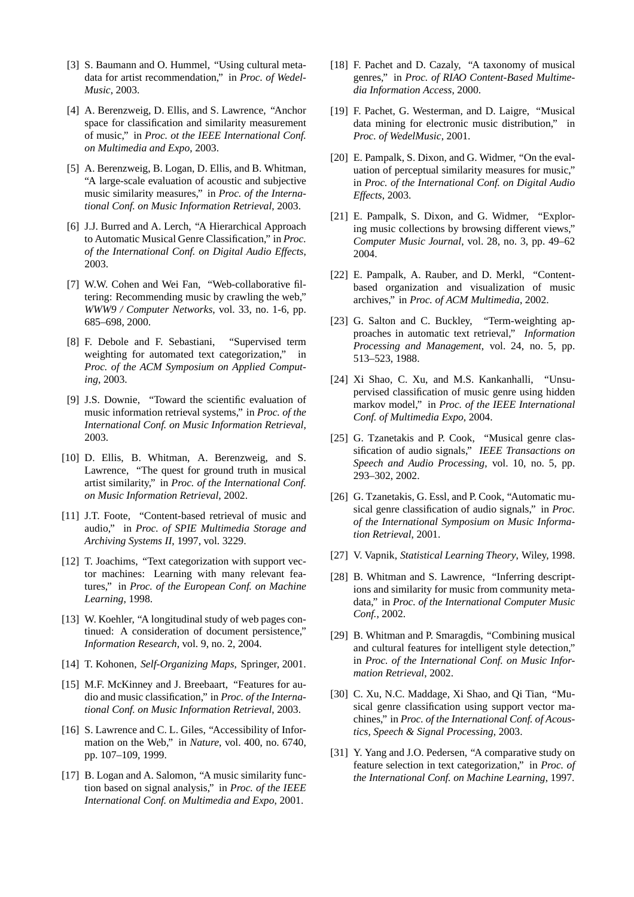[3] S. Baumann and O. Hummel, "Using cultural metadata for artist recommendation," in *Proc. of WedelMusic*, 2003.

[4] A. Berenzweig, D. Ellis, and S. Lawrence, "Anchor space for classification and similarity measurement of music," in *Proc. ot the IEEE International Conf. on Multimedia and Expo*, 2003.

[5] A. Berenzweig, B. Logan, D. Ellis, and B. Whitman, "A large-scale evaluation of acoustic and subjective music similarity measures," in *Proc. of the International Conf. on Music Information Retrieval*, 2003.

[6] J.J. Burred and A. Lerch, "A Hierarchical Approach to Automatic Musical Genre Classification," in *Proc. of the International Conf. on Digital Audio Effects*, 2003.

[7] W.W. Cohen and Wei Fan, "Web-collaborative filtering: Recommending music by crawling the web," *WWW9 / Computer Networks*, vol. 33, no. 1-6, pp. 685–698, 2000.

[8] F. Debole and F. Sebastiani, "Supervised term weighting for automated text categorization," in *Proc. of the ACM Symposium on Applied Computing*, 2003.

[9] J.S. Downie, "Toward the scientific evaluation of music information retrieval systems," in *Proc. of the International Conf. on Music Information Retrieval*, 2003.

[10] D. Ellis, B. Whitman, A. Berenzweig, and S. Lawrence, "The quest for ground truth in musical artist similarity," in *Proc. of the International Conf. on Music Information Retrieval*, 2002.

[11] J.T. Foote, "Content-based retrieval of music and audio," in *Proc. of SPIE Multimedia Storage and Archiving Systems II*, 1997, vol. 3229.

[12] T. Joachims, "Text categorization with support vector machines: Learning with many relevant features," in *Proc. of the European Conf. on Machine Learning*, 1998.

[13] W. Koehler, "A longitudinal study of web pages continued: A consideration of document persistence," *Information Research*, vol. 9, no. 2, 2004.

[14] T. Kohonen, *Self-Organizing Maps*, Springer, 2001.

[15] M.F. McKinney and J. Breebaart, "Features for audio and music classification," in *Proc. of the International Conf. on Music Information Retrieval*, 2003.

[16] S. Lawrence and C. L. Giles, "Accessibility of Information on the Web," in *Nature*, vol. 400, no. 6740, pp. 107–109, 1999.

[17] B. Logan and A. Salomon, "A music similarity function based on signal analysis," in *Proc. of the IEEE International Conf. on Multimedia and Expo*, 2001.

[18] F. Pachet and D. Cazaly, "A taxonomy of musical genres," in *Proc. of RIAO Content-Based Multimedia Information Access*, 2000.

[19] F. Pachet, G. Westerman, and D. Laigre, "Musical data mining for electronic music distribution," in *Proc. of WedelMusic*, 2001.

[20] E. Pampalk, S. Dixon, and G. Widmer, "On the evaluation of perceptual similarity measures for music," in *Proc. of the International Conf. on Digital Audio Effects*, 2003.

[21] E. Pampalk, S. Dixon, and G. Widmer, "Exploring music collections by browsing different views," *Computer Music Journal*, vol. 28, no. 3, pp. 49–62 2004.

[22] E. Pampalk, A. Rauber, and D. Merkl, "Content-based organization and visualization of music archives," in *Proc. of ACM Multimedia*, 2002.

[23] G. Salton and C. Buckley, "Term-weighting approaches in automatic text retrieval," *Information Processing and Management*, vol. 24, no. 5, pp. 513–523, 1988.

[24] Xi Shao, C. Xu, and M.S. Kankanhalli, "Unsupervised classification of music genre using hidden markov model," in *Proc. of the IEEE International Conf. of Multimedia Expo*, 2004.

[25] G. Tzanetakis and P. Cook, "Musical genre classification of audio signals," *IEEE Transactions on Speech and Audio Processing*, vol. 10, no. 5, pp. 293–302, 2002.

[26] G. Tzanetakis, G. Essl, and P. Cook, "Automatic musical genre classification of audio signals," in *Proc. of the International Symposium on Music Information Retrieval*, 2001.

[27] V. Vapnik, *Statistical Learning Theory*, Wiley, 1998.

[28] B. Whitman and S. Lawrence, "Inferring descriptions and similarity for music from community metadata," in *Proc. of the International Computer Music Conf.*, 2002.

[29] B. Whitman and P. Smaragdis, "Combining musical and cultural features for intelligent style detection," in *Proc. of the International Conf. on Music Information Retrieval*, 2002.

[30] C. Xu, N.C. Maddage, Xi Shao, and Qi Tian, "Musical genre classification using support vector machines," in *Proc. of the International Conf. of Acoustics, Speech & Signal Processing*, 2003.

[31] Y. Yang and J.O. Pedersen, "A comparative study on feature selection in text categorization," in *Proc. of the International Conf. on Machine Learning*, 1997.